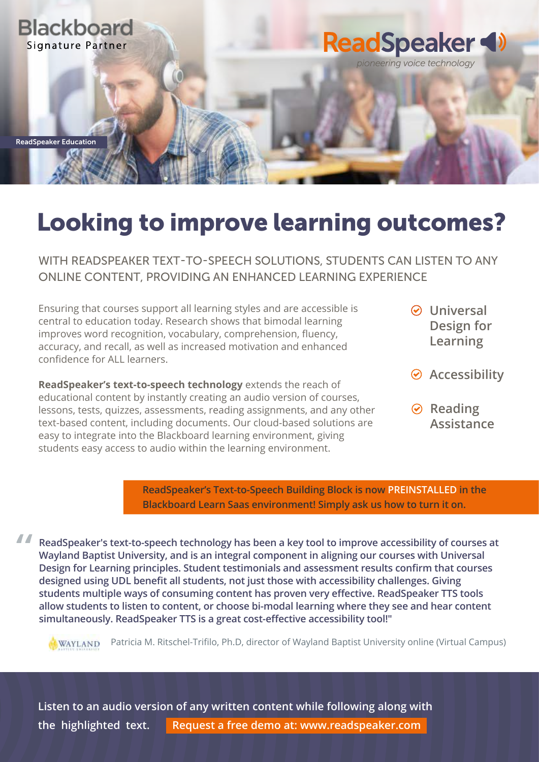Blackboard
Signature Partner

ReadSpeaker
*pioneering voice technology*

ReadSpeaker Education

# Looking to improve learning outcomes?

WITH READSPEAKER TEXT-TO-SPEECH SOLUTIONS, STUDENTS CAN LISTEN TO ANY ONLINE CONTENT, PROVIDING AN ENHANCED LEARNING EXPERIENCE

Ensuring that courses support all learning styles and are accessible is central to education today. Research shows that bimodal learning improves word recognition, vocabulary, comprehension, fluency, accuracy, and recall, as well as increased motivation and enhanced confidence for ALL learners.

**ReadSpeaker's text-to-speech technology** extends the reach of educational content by instantly creating an audio version of courses, lessons, tests, quizzes, assessments, reading assignments, and any other text-based content, including documents. Our cloud-based solutions are easy to integrate into the Blackboard learning environment, giving students easy access to audio within the learning environment.

- Universal Design for Learning
- Accessibility
- Reading Assistance

**ReadSpeaker's Text-to-Speech Building Block is now PREINSTALLED in the Blackboard Learn Saas environment! Simply ask us how to turn it on.**

> **ReadSpeaker's text-to-speech technology has been a key tool to improve accessibility of courses at Wayland Baptist University, and is an integral component in aligning our courses with Universal Design for Learning principles. Student testimonials and assessment results confirm that courses designed using UDL benefit all students, not just those with accessibility challenges. Giving students multiple ways of consuming content has proven very effective. ReadSpeaker TTS tools allow students to listen to content, or choose bi-modal learning where they see and hear content simultaneously. ReadSpeaker TTS is a great cost-effective accessibility tool!"**

WAYLAND — Patricia M. Ritschel-Trifilo, Ph.D, director of Wayland Baptist University online (Virtual Campus)

**Listen to an audio version of any written content while following along with the highlighted text.** **Request a free demo at: www.readspeaker.com**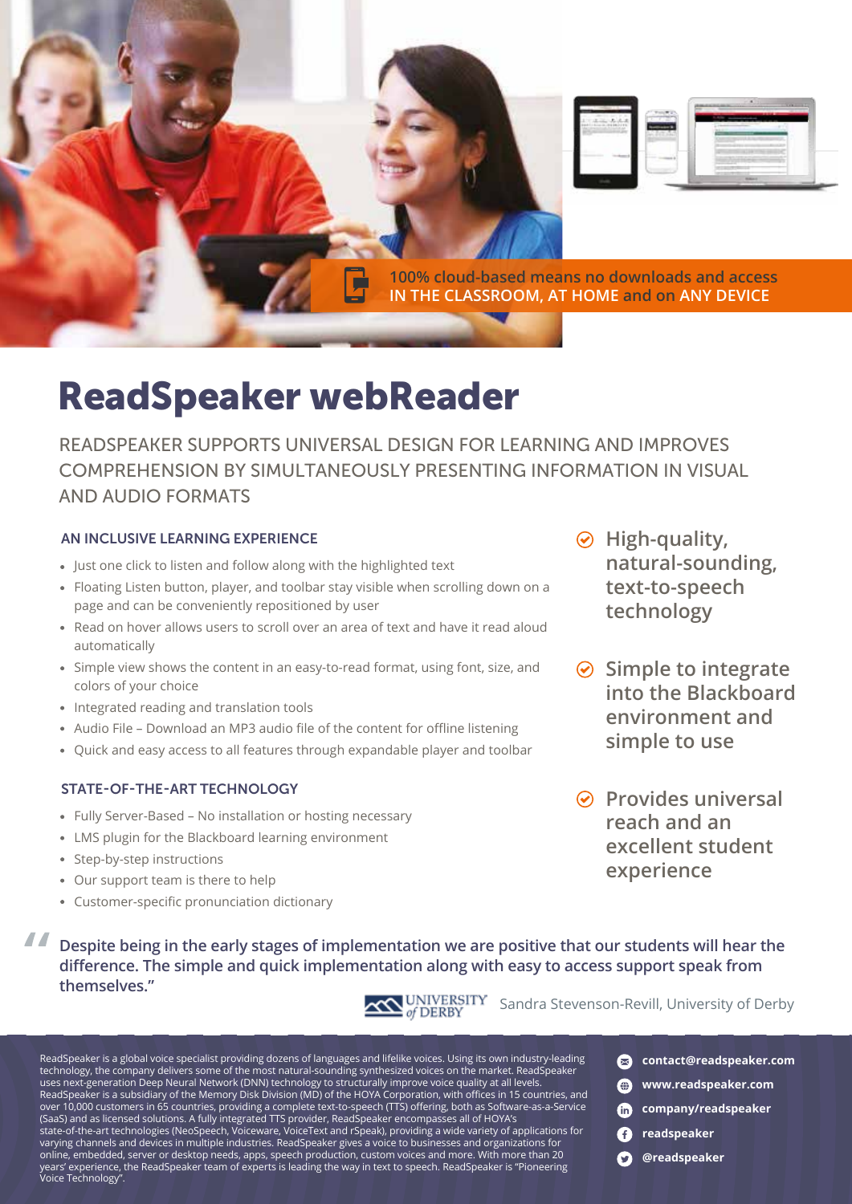100% cloud-based means no downloads and access IN THE CLASSROOM, AT HOME and on ANY DEVICE

# ReadSpeaker webReader

READSPEAKER SUPPORTS UNIVERSAL DESIGN FOR LEARNING AND IMPROVES COMPREHENSION BY SIMULTANEOUSLY PRESENTING INFORMATION IN VISUAL AND AUDIO FORMATS

### AN INCLUSIVE LEARNING EXPERIENCE

- Just one click to listen and follow along with the highlighted text
- Floating Listen button, player, and toolbar stay visible when scrolling down on a page and can be conveniently repositioned by user
- Read on hover allows users to scroll over an area of text and have it read aloud automatically
- Simple view shows the content in an easy-to-read format, using font, size, and colors of your choice
- Integrated reading and translation tools
- Audio File – Download an MP3 audio file of the content for offline listening
- Quick and easy access to all features through expandable player and toolbar

### STATE-OF-THE-ART TECHNOLOGY

- Fully Server-Based – No installation or hosting necessary
- LMS plugin for the Blackboard learning environment
- Step-by-step instructions
- Our support team is there to help
- Customer-specific pronunciation dictionary

**High-quality, natural-sounding, text-to-speech technology**

**Simple to integrate into the Blackboard environment and simple to use**

**Provides universal reach and an excellent student experience**

> **"Despite being in the early stages of implementation we are positive that our students will hear the difference. The simple and quick implementation along with easy to access support speak from themselves."**

UNIVERSITY of DERBY — Sandra Stevenson-Revill, University of Derby

ReadSpeaker is a global voice specialist providing dozens of languages and lifelike voices. Using its own industry-leading technology, the company delivers some of the most natural-sounding synthesized voices on the market. ReadSpeaker uses next-generation Deep Neural Network (DNN) technology to structurally improve voice quality at all levels. ReadSpeaker is a subsidiary of the Memory Disk Division (MD) of the HOYA Corporation, with offices in 15 countries, and over 10,000 customers in 65 countries, providing a complete text-to-speech (TTS) offering, both as Software-as-a-Service (SaaS) and as licensed solutions. A fully integrated TTS provider, ReadSpeaker encompasses all of HOYA's state-of-the-art technologies (NeoSpeech, Voiceware, VoiceText and rSpeak), providing a wide variety of applications for varying channels and devices in multiple industries. ReadSpeaker gives a voice to businesses and organizations for online, embedded, server or desktop needs, apps, speech production, custom voices and more. With more than 20 years' experience, the ReadSpeaker team of experts is leading the way in text to speech. ReadSpeaker is "Pioneering Voice Technology".

- **contact@readspeaker.com**
- **www.readspeaker.com**
- **company/readspeaker**
- **readspeaker**
- **@readspeaker**